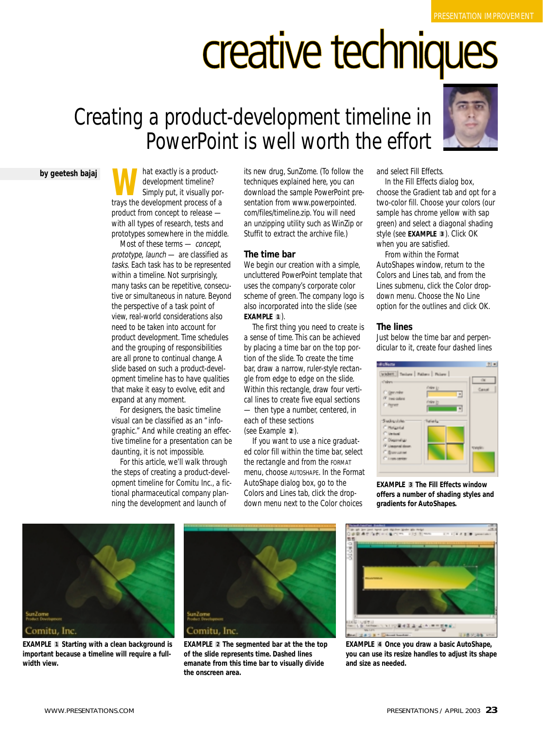# creative techniques

## Creating a product-development timeline in PowerPoint is well worth the effort

**by geetesh bajaj**

What exactly is a product-development timeline? Simply put, it visually portrays the development process of a product from concept to release — with all types of research, tests and prototypes somewhere in the middle.

Most of these terms — *concept, prototype, launch* — are classified as *tasks*. Each task has to be represented within a timeline. Not surprisingly, many tasks can be repetitive, consecutive or simultaneous in nature. Beyond the perspective of a task point of view, real-world considerations also need to be taken into account for product development. Time schedules and the grouping of responsibilities are all prone to continual change. A slide based on such a product-development timeline has to have qualities that make it easy to evolve, edit and expand at any moment.

For designers, the basic timeline visual can be classified as an "info-graphic." And while creating an effective timeline for a presentation can be daunting, it is not impossible.

For this article, we'll walk through the steps of creating a product-development timeline for Comitu Inc., a fictional pharmaceutical company planning the development and launch of its new drug, SunZome. (To follow the techniques explained here, you can download the sample PowerPoint presentation from www.powerpointed.com/files/timeline.zip. You will need an unzipping utility such as WinZip or Stuffit to extract the archive file.)

### The time bar

We begin our creation with a simple, uncluttered PowerPoint template that uses the company's corporate color scheme of green. The company logo is also incorporated into the slide (see **EXAMPLE 1**).

The first thing you need to create is a sense of time. This can be achieved by placing a time bar on the top portion of the slide. To create the time bar, draw a narrow, ruler-style rectangle from edge to edge on the slide. Within this rectangle, draw four vertical lines to create five equal sections — then type a number, centered, in each of these sections (see Example 2).

If you want to use a nice graduated color fill within the time bar, select the rectangle and from the FORMAT menu, choose AUTOSHAPE. In the Format AutoShape dialog box, go to the Colors and Lines tab, click the drop-down menu next to the Color choices and select Fill Effects.

In the Fill Effects dialog box, choose the Gradient tab and opt for a two-color fill. Choose your colors (our sample has chrome yellow with sap green) and select a diagonal shading style (see **EXAMPLE 3**). Click OK when you are satisfied.

From within the Format AutoShapes window, return to the Colors and Lines tab, and from the Lines submenu, click the Color drop-down menu. Choose the No Line option for the outlines and click OK.

### The lines

Just below the time bar and perpendicular to it, create four dashed lines

**EXAMPLE 3 The Fill Effects window offers a number of shading styles and gradients for AutoShapes.**

**EXAMPLE 1 Starting with a clean background is important because a timeline will require a full-width view.**

**EXAMPLE 2 The segmented bar at the the top of the slide represents time. Dashed lines emanate from this time bar to visually divide the onscreen area.**

**EXAMPLE 4 Once you draw a basic AutoShape, you can use its resize handles to adjust its shape and size as needed.**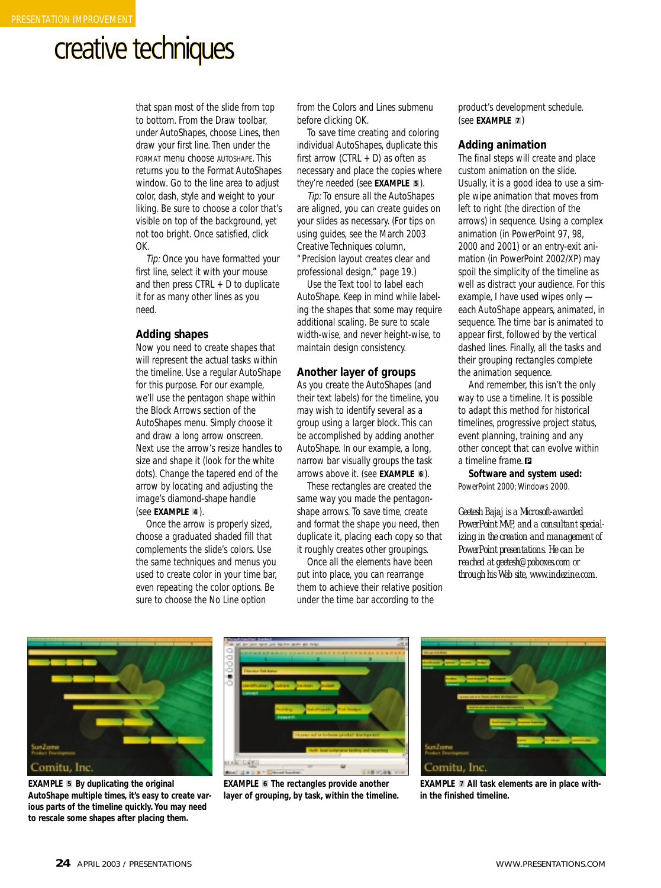that span most of the slide from top to bottom. From the Draw toolbar, under AutoShapes, choose Lines, then draw your first line. Then under the FORMAT menu choose AUTOSHAPE. This returns you to the Format AutoShapes window. Go to the line area to adjust color, dash, style and weight to your liking. Be sure to choose a color that's visible on top of the background, yet not too bright. Once satisfied, click OK.

*Tip:* Once you have formatted your first line, select it with your mouse and then press CTRL + D to duplicate it for as many other lines as you need.

### Adding shapes

Now you need to create shapes that will represent the actual tasks within the timeline. Use a regular AutoShape for this purpose. For our example, we'll use the pentagon shape within the Block Arrows section of the AutoShapes menu. Simply choose it and draw a long arrow onscreen. Next use the arrow's resize handles to size and shape it (look for the white dots). Change the tapered end of the arrow by locating and adjusting the image's diamond-shape handle (see **EXAMPLE 4**).

Once the arrow is properly sized, choose a graduated shaded fill that complements the slide's colors. Use the same techniques and menus you used to create color in your time bar, even repeating the color options. Be sure to choose the No Line option from the Colors and Lines submenu before clicking OK.

To save time creating and coloring individual AutoShapes, duplicate this first arrow (CTRL + D) as often as necessary and place the copies where they're needed (see **EXAMPLE 5**).

*Tip:* To ensure all the AutoShapes are aligned, you can create guides on your slides as necessary. (For tips on using guides, see the March 2003 Creative Techniques column, "Precision layout creates clear and professional design," page 19.)

Use the Text tool to label each AutoShape. Keep in mind while labeling the shapes that some may require additional scaling. Be sure to scale width-wise, and never height-wise, to maintain design consistency.

### Another layer of groups

As you create the AutoShapes (and their text labels) for the timeline, you may wish to identify several as a group using a larger block. This can be accomplished by adding another AutoShape. In our example, a long, narrow bar visually groups the task arrows above it. (see **EXAMPLE 6**).

These rectangles are created the same way you made the pentagon-shape arrows. To save time, create and format the shape you need, then duplicate it, placing each copy so that it roughly creates other groupings.

Once all the elements have been put into place, you can rearrange them to achieve their relative position under the time bar according to the product's development schedule. (see **EXAMPLE 7**)

### Adding animation

The final steps will create and place custom animation on the slide. Usually, it is a good idea to use a simple wipe animation that moves from left to right (the direction of the arrows) in sequence. Using a complex animation (in PowerPoint 97, 98, 2000 and 2001) or an entry-exit animation (in PowerPoint 2002/XP) may spoil the simplicity of the timeline as well as distract your audience. For this example, I have used wipes only — each AutoShape appears, animated, in sequence. The time bar is animated to appear first, followed by the vertical dashed lines. Finally, all the tasks and their grouping rectangles complete the animation sequence.

And remember, this isn't the only way to use a timeline. It is possible to adapt this method for historical timelines, progressive project status, event planning, training and any other concept that can evolve within a timeline frame.

**Software and system used:** PowerPoint 2000; Windows 2000.

*Geetesh Bajaj is a Microsoft-awarded PowerPoint MVP, and a consultant specializing in the creation and management of PowerPoint presentations. He can be reached at geetesh@poboxes.com or through his Web site, www.indezine.com.*

**EXAMPLE 5 By duplicating the original AutoShape multiple times, it's easy to create various parts of the timeline quickly. You may need to rescale some shapes after placing them.**

**EXAMPLE 6 The rectangles provide another layer of grouping, by task, within the timeline.**

**EXAMPLE 7 All task elements are in place within the finished timeline.**